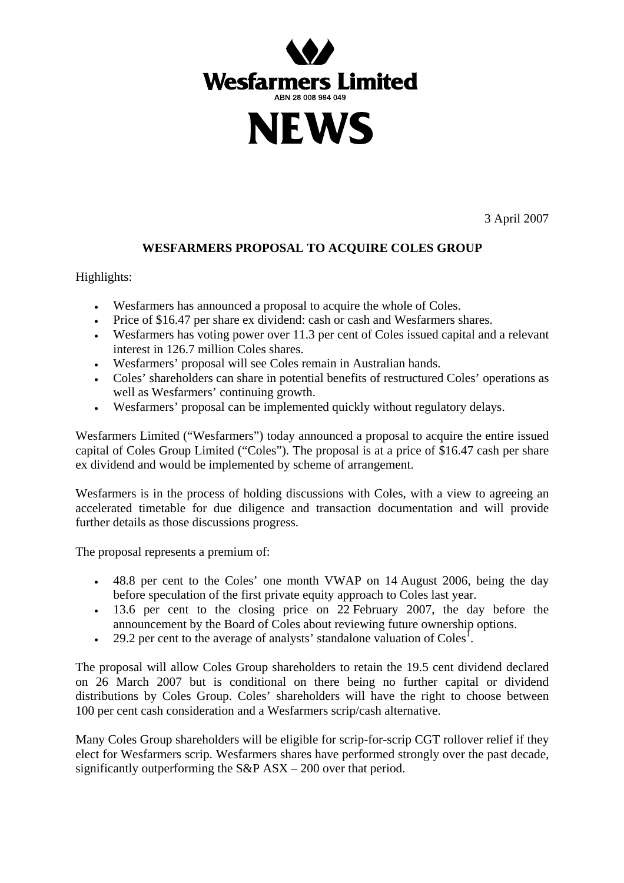# Wesfarmers Limited

ABN 28 008 984 049

# NEWS

3 April 2007

## WESFARMERS PROPOSAL TO ACQUIRE COLES GROUP

Highlights:

- Wesfarmers has announced a proposal to acquire the whole of Coles.
- Price of $16.47 per share ex dividend: cash or cash and Wesfarmers shares.
- Wesfarmers has voting power over 11.3 per cent of Coles issued capital and a relevant interest in 126.7 million Coles shares.
- Wesfarmers' proposal will see Coles remain in Australian hands.
- Coles' shareholders can share in potential benefits of restructured Coles' operations as well as Wesfarmers' continuing growth.
- Wesfarmers' proposal can be implemented quickly without regulatory delays.

Wesfarmers Limited ("Wesfarmers") today announced a proposal to acquire the entire issued capital of Coles Group Limited ("Coles"). The proposal is at a price of $16.47 cash per share ex dividend and would be implemented by scheme of arrangement.

Wesfarmers is in the process of holding discussions with Coles, with a view to agreeing an accelerated timetable for due diligence and transaction documentation and will provide further details as those discussions progress.

The proposal represents a premium of:

- 48.8 per cent to the Coles' one month VWAP on 14 August 2006, being the day before speculation of the first private equity approach to Coles last year.
- 13.6 per cent to the closing price on 22 February 2007, the day before the announcement by the Board of Coles about reviewing future ownership options.
- 29.2 per cent to the average of analysts' standalone valuation of Coles[1].

The proposal will allow Coles Group shareholders to retain the 19.5 cent dividend declared on 26 March 2007 but is conditional on there being no further capital or dividend distributions by Coles Group. Coles' shareholders will have the right to choose between 100 per cent cash consideration and a Wesfarmers scrip/cash alternative.

Many Coles Group shareholders will be eligible for scrip-for-scrip CGT rollover relief if they elect for Wesfarmers scrip. Wesfarmers shares have performed strongly over the past decade, significantly outperforming the S&P ASX – 200 over that period.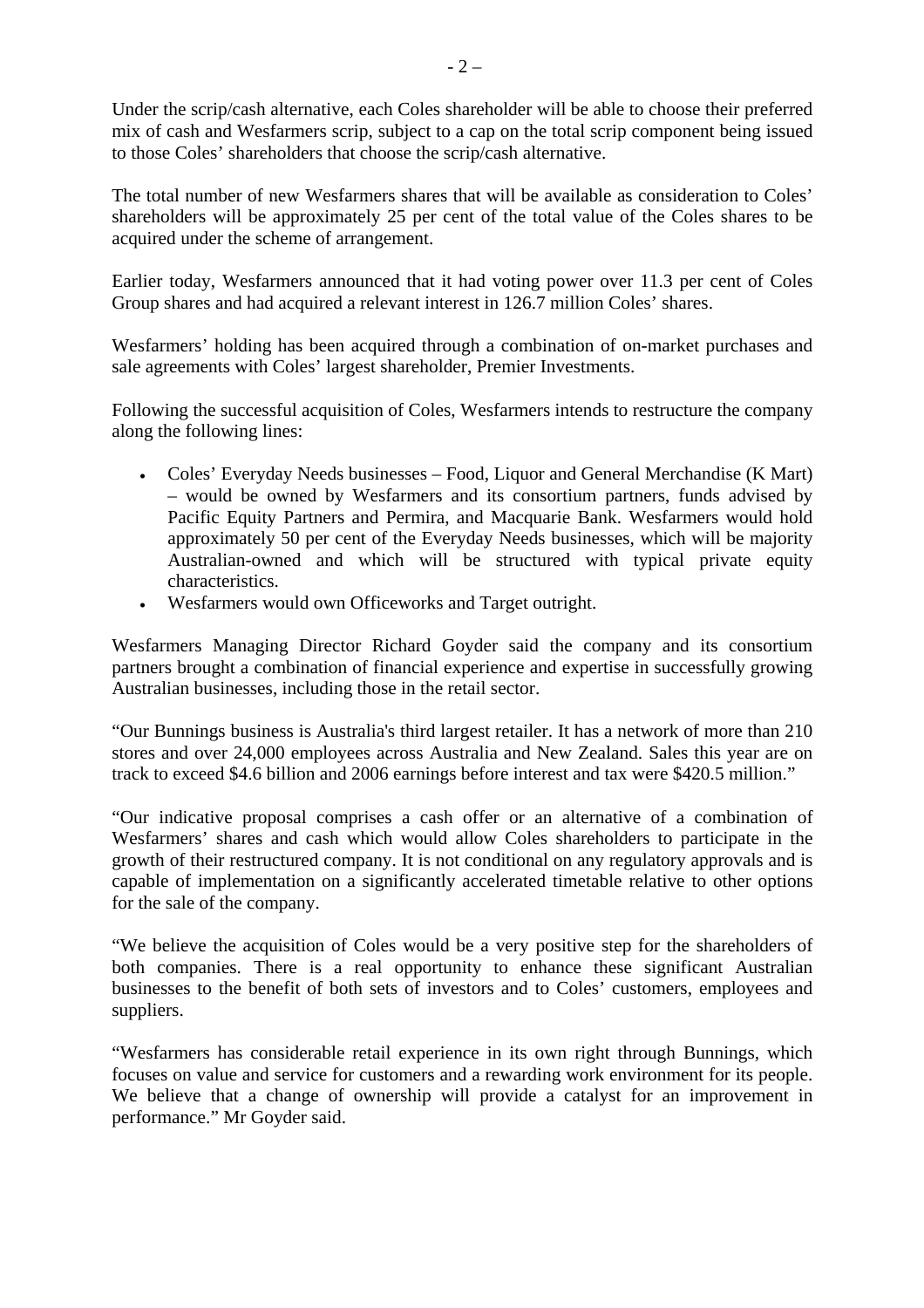Under the scrip/cash alternative, each Coles shareholder will be able to choose their preferred mix of cash and Wesfarmers scrip, subject to a cap on the total scrip component being issued to those Coles' shareholders that choose the scrip/cash alternative.

The total number of new Wesfarmers shares that will be available as consideration to Coles' shareholders will be approximately 25 per cent of the total value of the Coles shares to be acquired under the scheme of arrangement.

Earlier today, Wesfarmers announced that it had voting power over 11.3 per cent of Coles Group shares and had acquired a relevant interest in 126.7 million Coles' shares.

Wesfarmers' holding has been acquired through a combination of on-market purchases and sale agreements with Coles' largest shareholder, Premier Investments.

Following the successful acquisition of Coles, Wesfarmers intends to restructure the company along the following lines:

- Coles' Everyday Needs businesses – Food, Liquor and General Merchandise (K Mart) – would be owned by Wesfarmers and its consortium partners, funds advised by Pacific Equity Partners and Permira, and Macquarie Bank. Wesfarmers would hold approximately 50 per cent of the Everyday Needs businesses, which will be majority Australian-owned and which will be structured with typical private equity characteristics.
- Wesfarmers would own Officeworks and Target outright.

Wesfarmers Managing Director Richard Goyder said the company and its consortium partners brought a combination of financial experience and expertise in successfully growing Australian businesses, including those in the retail sector.

"Our Bunnings business is Australia's third largest retailer. It has a network of more than 210 stores and over 24,000 employees across Australia and New Zealand. Sales this year are on track to exceed $4.6 billion and 2006 earnings before interest and tax were $420.5 million."

"Our indicative proposal comprises a cash offer or an alternative of a combination of Wesfarmers' shares and cash which would allow Coles shareholders to participate in the growth of their restructured company. It is not conditional on any regulatory approvals and is capable of implementation on a significantly accelerated timetable relative to other options for the sale of the company.

"We believe the acquisition of Coles would be a very positive step for the shareholders of both companies. There is a real opportunity to enhance these significant Australian businesses to the benefit of both sets of investors and to Coles' customers, employees and suppliers.

"Wesfarmers has considerable retail experience in its own right through Bunnings, which focuses on value and service for customers and a rewarding work environment for its people. We believe that a change of ownership will provide a catalyst for an improvement in performance." Mr Goyder said.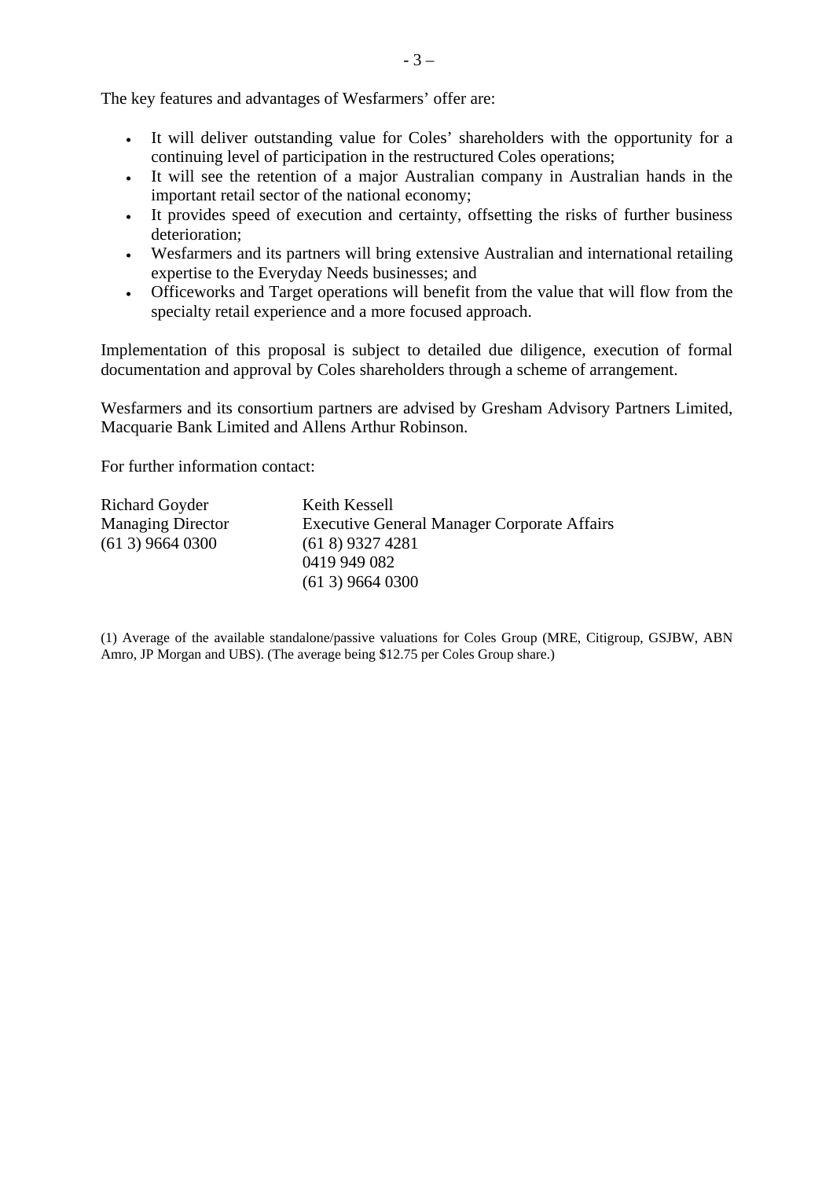The key features and advantages of Wesfarmers' offer are:

- It will deliver outstanding value for Coles' shareholders with the opportunity for a continuing level of participation in the restructured Coles operations;
- It will see the retention of a major Australian company in Australian hands in the important retail sector of the national economy;
- It provides speed of execution and certainty, offsetting the risks of further business deterioration;
- Wesfarmers and its partners will bring extensive Australian and international retailing expertise to the Everyday Needs businesses; and
- Officeworks and Target operations will benefit from the value that will flow from the specialty retail experience and a more focused approach.

Implementation of this proposal is subject to detailed due diligence, execution of formal documentation and approval by Coles shareholders through a scheme of arrangement.

Wesfarmers and its consortium partners are advised by Gresham Advisory Partners Limited, Macquarie Bank Limited and Allens Arthur Robinson.

For further information contact:

| | |
|---|---|
| Richard Goyder | Keith Kessell |
| Managing Director | Executive General Manager Corporate Affairs |
| (61 3) 9664 0300 | (61 8) 9327 4281 |
| | 0419 949 082 |
| | (61 3) 9664 0300 |

(1) Average of the available standalone/passive valuations for Coles Group (MRE, Citigroup, GSJBW, ABN Amro, JP Morgan and UBS). (The average being $12.75 per Coles Group share.)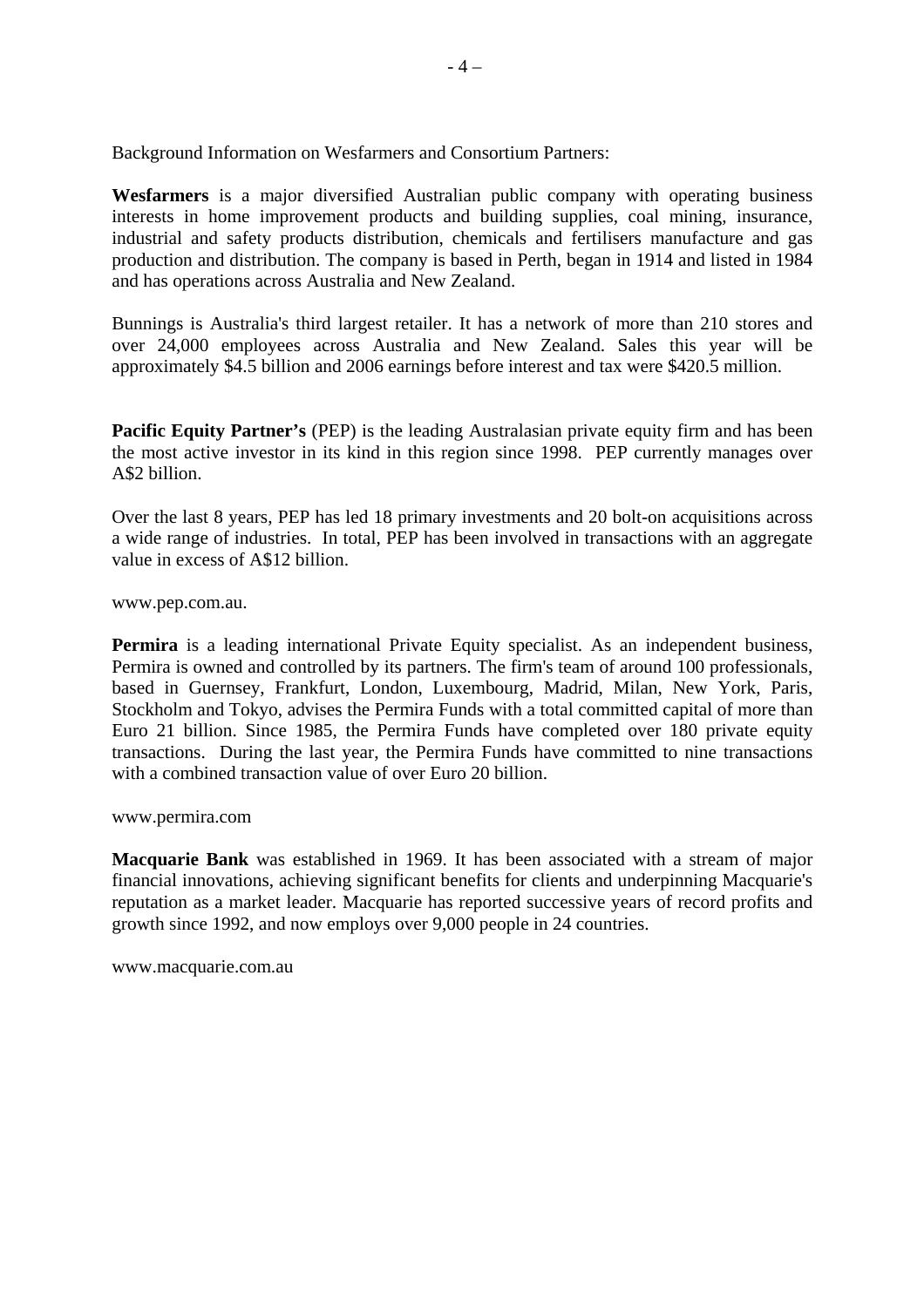Background Information on Wesfarmers and Consortium Partners:

**Wesfarmers** is a major diversified Australian public company with operating business interests in home improvement products and building supplies, coal mining, insurance, industrial and safety products distribution, chemicals and fertilisers manufacture and gas production and distribution. The company is based in Perth, began in 1914 and listed in 1984 and has operations across Australia and New Zealand.

Bunnings is Australia's third largest retailer. It has a network of more than 210 stores and over 24,000 employees across Australia and New Zealand. Sales this year will be approximately $4.5 billion and 2006 earnings before interest and tax were $420.5 million.

**Pacific Equity Partner's** (PEP) is the leading Australasian private equity firm and has been the most active investor in its kind in this region since 1998. PEP currently manages over A$2 billion.

Over the last 8 years, PEP has led 18 primary investments and 20 bolt-on acquisitions across a wide range of industries. In total, PEP has been involved in transactions with an aggregate value in excess of A$12 billion.

www.pep.com.au.

**Permira** is a leading international Private Equity specialist. As an independent business, Permira is owned and controlled by its partners. The firm's team of around 100 professionals, based in Guernsey, Frankfurt, London, Luxembourg, Madrid, Milan, New York, Paris, Stockholm and Tokyo, advises the Permira Funds with a total committed capital of more than Euro 21 billion. Since 1985, the Permira Funds have completed over 180 private equity transactions. During the last year, the Permira Funds have committed to nine transactions with a combined transaction value of over Euro 20 billion.

www.permira.com

**Macquarie Bank** was established in 1969. It has been associated with a stream of major financial innovations, achieving significant benefits for clients and underpinning Macquarie's reputation as a market leader. Macquarie has reported successive years of record profits and growth since 1992, and now employs over 9,000 people in 24 countries.

www.macquarie.com.au